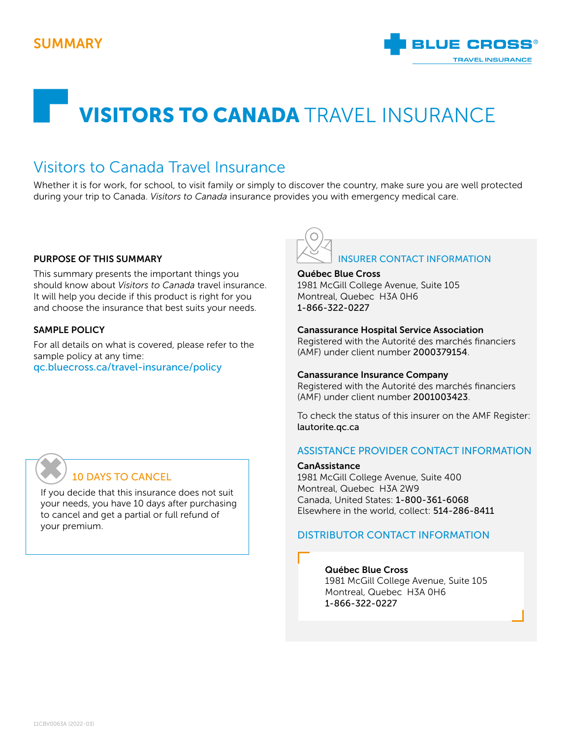SUMMARY

BLUE CROSS®
TRAVEL INSURANCE

# VISITORS TO CANADA TRAVEL INSURANCE

## Visitors to Canada Travel Insurance

Whether it is for work, for school, to visit family or simply to discover the country, make sure you are well protected during your trip to Canada. *Visitors to Canada* insurance provides you with emergency medical care.

### PURPOSE OF THIS SUMMARY

This summary presents the important things you should know about *Visitors to Canada* travel insurance. It will help you decide if this product is right for you and choose the insurance that best suits your needs.

### SAMPLE POLICY

For all details on what is covered, please refer to the sample policy at any time:
qc.bluecross.ca/travel-insurance/policy

### 10 DAYS TO CANCEL

If you decide that this insurance does not suit your needs, you have 10 days after purchasing to cancel and get a partial or full refund of your premium.

### INSURER CONTACT INFORMATION

**Québec Blue Cross**
1981 McGill College Avenue, Suite 105
Montreal, Quebec H3A 0H6
1-866-322-0227

**Canassurance Hospital Service Association**
Registered with the Autorité des marchés financiers (AMF) under client number **2000379154**.

**Canassurance Insurance Company**
Registered with the Autorité des marchés financiers (AMF) under client number **2001003423**.

To check the status of this insurer on the AMF Register: **lautorite.qc.ca**

### ASSISTANCE PROVIDER CONTACT INFORMATION

**CanAssistance**
1981 McGill College Avenue, Suite 400
Montreal, Quebec H3A 2W9
Canada, United States: **1-800-361-6068**
Elsewhere in the world, collect: **514-286-8411**

### DISTRIBUTOR CONTACT INFORMATION

**Québec Blue Cross**
1981 McGill College Avenue, Suite 105
Montreal, Quebec H3A 0H6
1-866-322-0227

11CBV0063A (2022-03)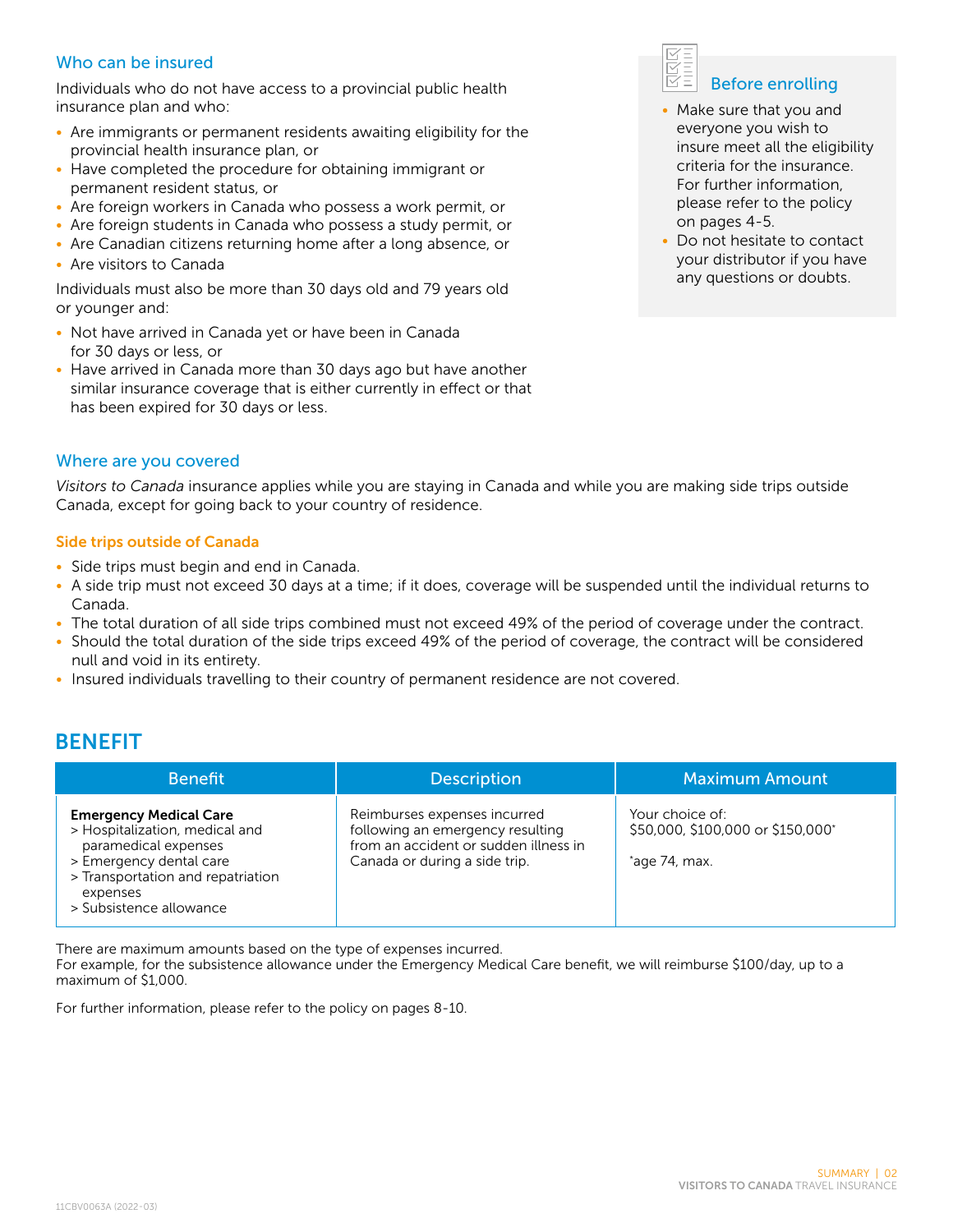## Who can be insured

Individuals who do not have access to a provincial public health insurance plan and who:

- Are immigrants or permanent residents awaiting eligibility for the provincial health insurance plan, or
- Have completed the procedure for obtaining immigrant or permanent resident status, or
- Are foreign workers in Canada who possess a work permit, or
- Are foreign students in Canada who possess a study permit, or
- Are Canadian citizens returning home after a long absence, or
- Are visitors to Canada

Individuals must also be more than 30 days old and 79 years old or younger and:

- Not have arrived in Canada yet or have been in Canada for 30 days or less, or
- Have arrived in Canada more than 30 days ago but have another similar insurance coverage that is either currently in effect or that has been expired for 30 days or less.

### Before enrolling

- Make sure that you and everyone you wish to insure meet all the eligibility criteria for the insurance. For further information, please refer to the policy on pages 4-5.
- Do not hesitate to contact your distributor if you have any questions or doubts.

## Where are you covered

*Visitors to Canada* insurance applies while you are staying in Canada and while you are making side trips outside Canada, except for going back to your country of residence.

### Side trips outside of Canada

- Side trips must begin and end in Canada.
- A side trip must not exceed 30 days at a time; if it does, coverage will be suspended until the individual returns to Canada.
- The total duration of all side trips combined must not exceed 49% of the period of coverage under the contract.
- Should the total duration of the side trips exceed 49% of the period of coverage, the contract will be considered null and void in its entirety.
- Insured individuals travelling to their country of permanent residence are not covered.

# BENEFIT

| Benefit | Description | Maximum Amount |
| --- | --- | --- |
| **Emergency Medical Care**<br>> Hospitalization, medical and paramedical expenses<br>> Emergency dental care<br>> Transportation and repatriation expenses<br>> Subsistence allowance | Reimburses expenses incurred following an emergency resulting from an accident or sudden illness in Canada or during a side trip. | Your choice of:<br>$50,000, $100,000 or $150,000*<br><br>*age 74, max. |

There are maximum amounts based on the type of expenses incurred.
For example, for the subsistence allowance under the Emergency Medical Care benefit, we will reimburse $100/day, up to a maximum of $1,000.

For further information, please refer to the policy on pages 8-10.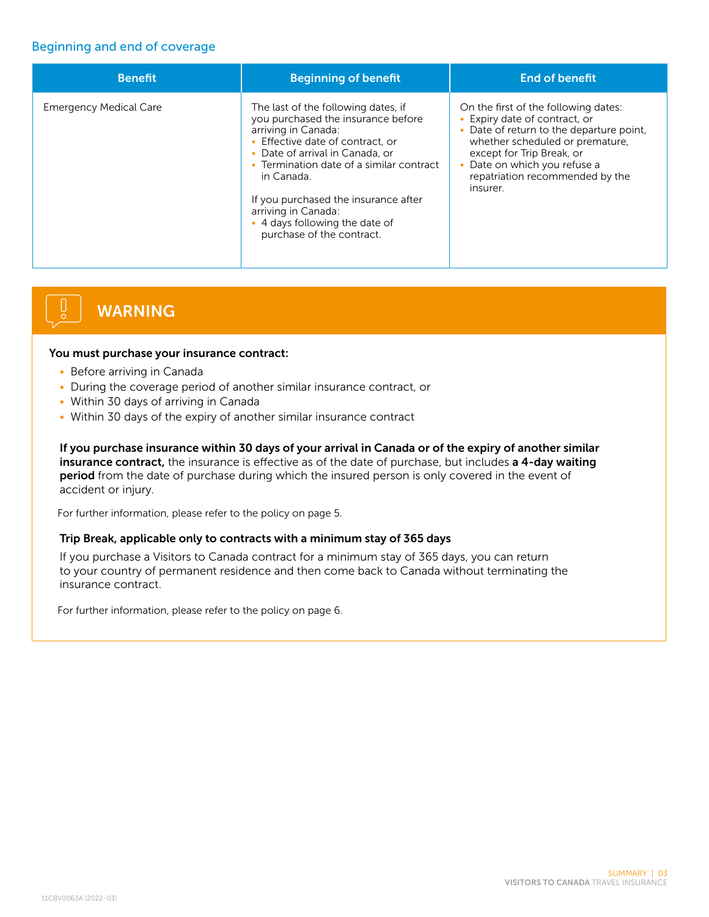## Beginning and end of coverage

| Benefit | Beginning of benefit | End of benefit |
|---|---|---|
| Emergency Medical Care | The last of the following dates, if you purchased the insurance before arriving in Canada:<br>• Effective date of contract, or<br>• Date of arrival in Canada, or<br>• Termination date of a similar contract in Canada.<br><br>If you purchased the insurance after arriving in Canada:<br>• 4 days following the date of purchase of the contract. | On the first of the following dates:<br>• Expiry date of contract, or<br>• Date of return to the departure point, whether scheduled or premature, except for Trip Break, or<br>• Date on which you refuse a repatriation recommended by the insurer. |

## WARNING

**You must purchase your insurance contract:**

- Before arriving in Canada
- During the coverage period of another similar insurance contract, or
- Within 30 days of arriving in Canada
- Within 30 days of the expiry of another similar insurance contract

**If you purchase insurance within 30 days of your arrival in Canada or of the expiry of another similar insurance contract,** the insurance is effective as of the date of purchase, but includes **a 4-day waiting period** from the date of purchase during which the insured person is only covered in the event of accident or injury.

For further information, please refer to the policy on page 5.

**Trip Break, applicable only to contracts with a minimum stay of 365 days**

If you purchase a Visitors to Canada contract for a minimum stay of 365 days, you can return to your country of permanent residence and then come back to Canada without terminating the insurance contract.

For further information, please refer to the policy on page 6.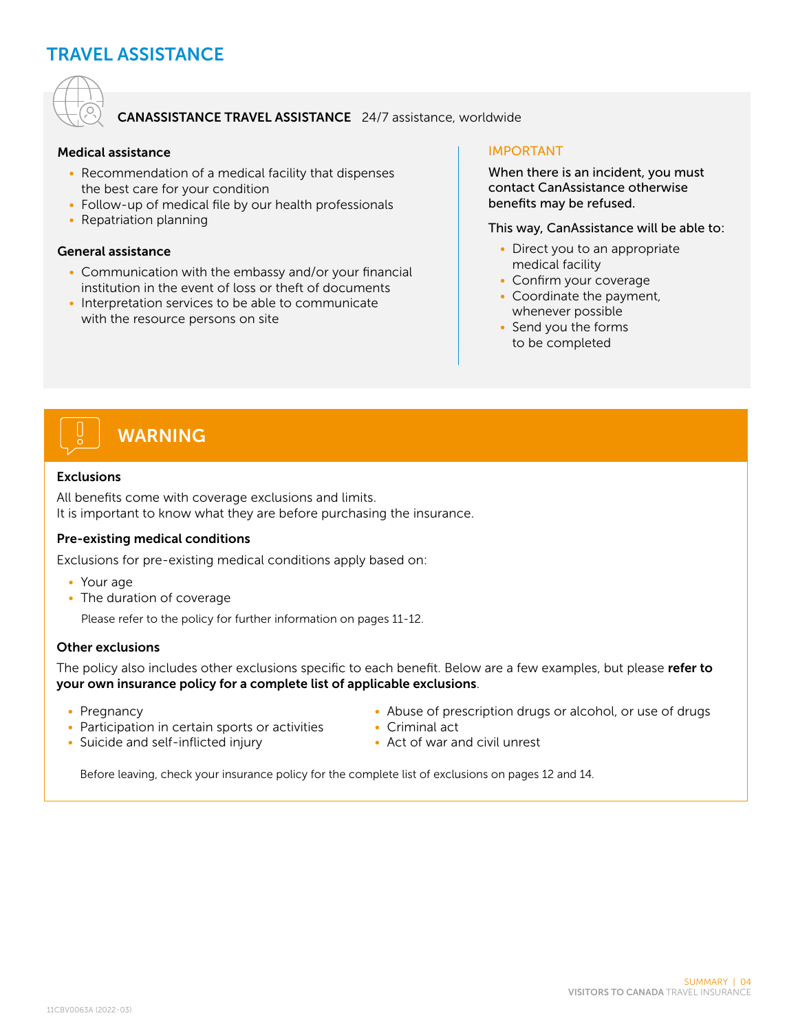# TRAVEL ASSISTANCE

**CANASSISTANCE TRAVEL ASSISTANCE** 24/7 assistance, worldwide

**Medical assistance**

- Recommendation of a medical facility that dispenses the best care for your condition
- Follow-up of medical file by our health professionals
- Repatriation planning

**General assistance**

- Communication with the embassy and/or your financial institution in the event of loss or theft of documents
- Interpretation services to be able to communicate with the resource persons on site

IMPORTANT

When there is an incident, you must contact CanAssistance otherwise benefits may be refused.

This way, CanAssistance will be able to:

- Direct you to an appropriate medical facility
- Confirm your coverage
- Coordinate the payment, whenever possible
- Send you the forms to be completed

## WARNING

**Exclusions**

All benefits come with coverage exclusions and limits.
It is important to know what they are before purchasing the insurance.

**Pre-existing medical conditions**

Exclusions for pre-existing medical conditions apply based on:

- Your age
- The duration of coverage

Please refer to the policy for further information on pages 11-12.

**Other exclusions**

The policy also includes other exclusions specific to each benefit. Below are a few examples, but please **refer to your own insurance policy for a complete list of applicable exclusions**.

- Pregnancy
- Participation in certain sports or activities
- Suicide and self-inflicted injury
- Abuse of prescription drugs or alcohol, or use of drugs
- Criminal act
- Act of war and civil unrest

Before leaving, check your insurance policy for the complete list of exclusions on pages 12 and 14.

11CBV0063A (2022-03)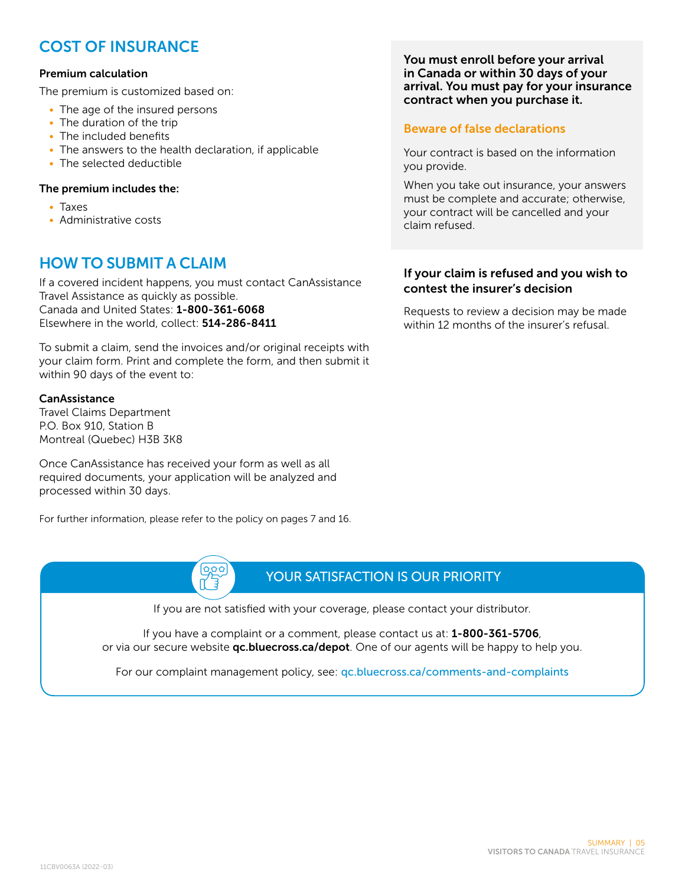## COST OF INSURANCE

### Premium calculation

The premium is customized based on:

- The age of the insured persons
- The duration of the trip
- The included benefits
- The answers to the health declaration, if applicable
- The selected deductible

### The premium includes the:

- Taxes
- Administrative costs

## HOW TO SUBMIT A CLAIM

If a covered incident happens, you must contact CanAssistance Travel Assistance as quickly as possible.
Canada and United States: **1-800-361-6068**
Elsewhere in the world, collect: **514-286-8411**

To submit a claim, send the invoices and/or original receipts with your claim form. Print and complete the form, and then submit it within 90 days of the event to:

**CanAssistance**
Travel Claims Department
P.O. Box 910, Station B
Montreal (Quebec) H3B 3K8

Once CanAssistance has received your form as well as all required documents, your application will be analyzed and processed within 30 days.

For further information, please refer to the policy on pages 7 and 16.

**You must enroll before your arrival in Canada or within 30 days of your arrival. You must pay for your insurance contract when you purchase it.**

### Beware of false declarations

Your contract is based on the information you provide.

When you take out insurance, your answers must be complete and accurate; otherwise, your contract will be cancelled and your claim refused.

### If your claim is refused and you wish to contest the insurer's decision

Requests to review a decision may be made within 12 months of the insurer's refusal.

## YOUR SATISFACTION IS OUR PRIORITY

If you are not satisfied with your coverage, please contact your distributor.

If you have a complaint or a comment, please contact us at: **1-800-361-5706**, or via our secure website **qc.bluecross.ca/depot**. One of our agents will be happy to help you.

For our complaint management policy, see: qc.bluecross.ca/comments-and-complaints

11CBV0063A (2022-03)